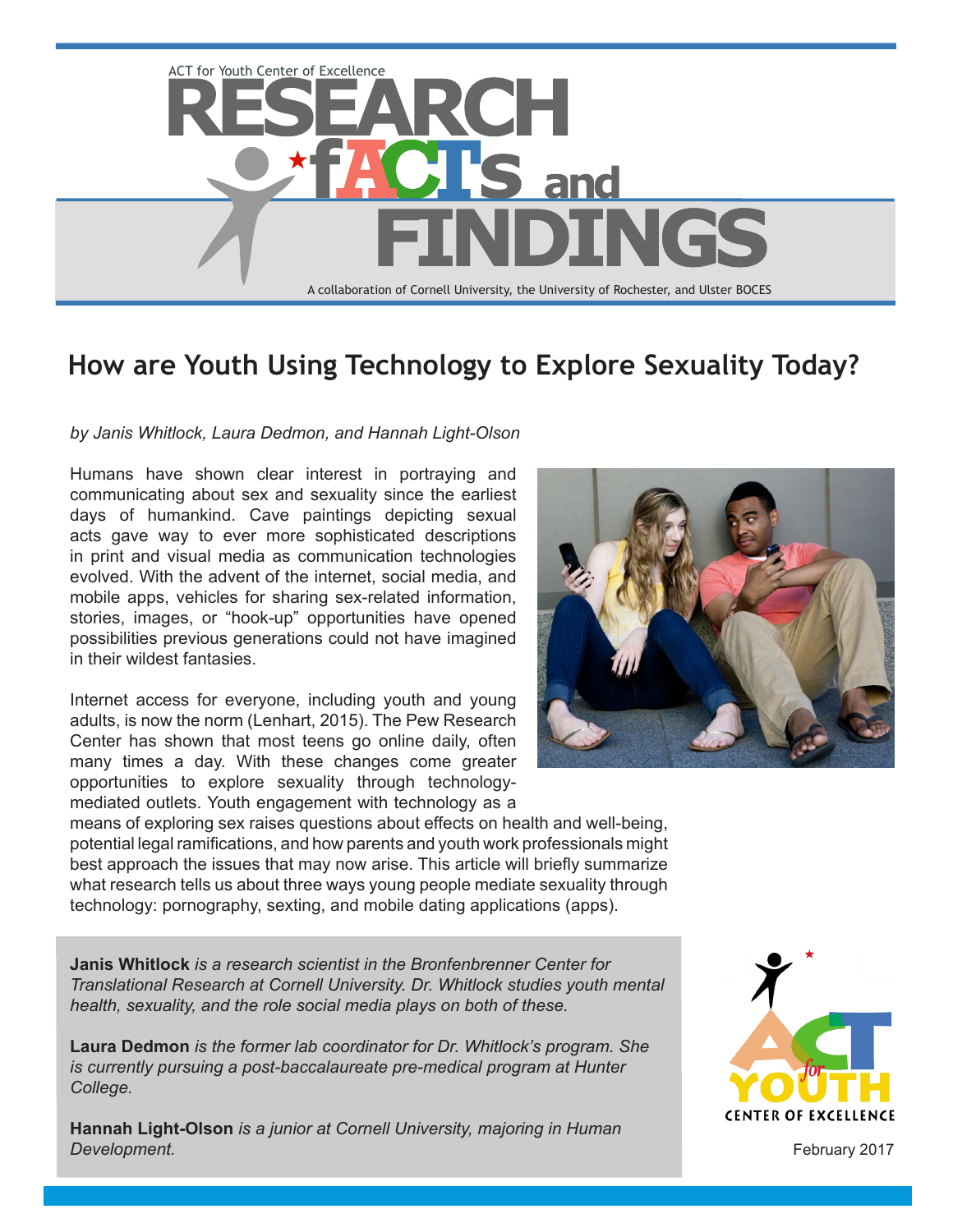ACT for Youth Center of Excellence

# RESEARCH fACTs and FINDINGS

A collaboration of Cornell University, the University of Rochester, and Ulster BOCES

## How are Youth Using Technology to Explore Sexuality Today?

*by Janis Whitlock, Laura Dedmon, and Hannah Light-Olson*

Humans have shown clear interest in portraying and communicating about sex and sexuality since the earliest days of humankind. Cave paintings depicting sexual acts gave way to ever more sophisticated descriptions in print and visual media as communication technologies evolved. With the advent of the internet, social media, and mobile apps, vehicles for sharing sex-related information, stories, images, or "hook-up" opportunities have opened possibilities previous generations could not have imagined in their wildest fantasies.

Internet access for everyone, including youth and young adults, is now the norm (Lenhart, 2015). The Pew Research Center has shown that most teens go online daily, often many times a day. With these changes come greater opportunities to explore sexuality through technology-mediated outlets. Youth engagement with technology as a means of exploring sex raises questions about effects on health and well-being, potential legal ramifications, and how parents and youth work professionals might best approach the issues that may now arise. This article will briefly summarize what research tells us about three ways young people mediate sexuality through technology: pornography, sexting, and mobile dating applications (apps).

**Janis Whitlock** *is a research scientist in the Bronfenbrenner Center for Translational Research at Cornell University. Dr. Whitlock studies youth mental health, sexuality, and the role social media plays on both of these.*

**Laura Dedmon** *is the former lab coordinator for Dr. Whitlock's program. She is currently pursuing a post-baccalaureate pre-medical program at Hunter College.*

**Hannah Light-Olson** *is a junior at Cornell University, majoring in Human Development.*

ACT for YOUTH CENTER OF EXCELLENCE

February 2017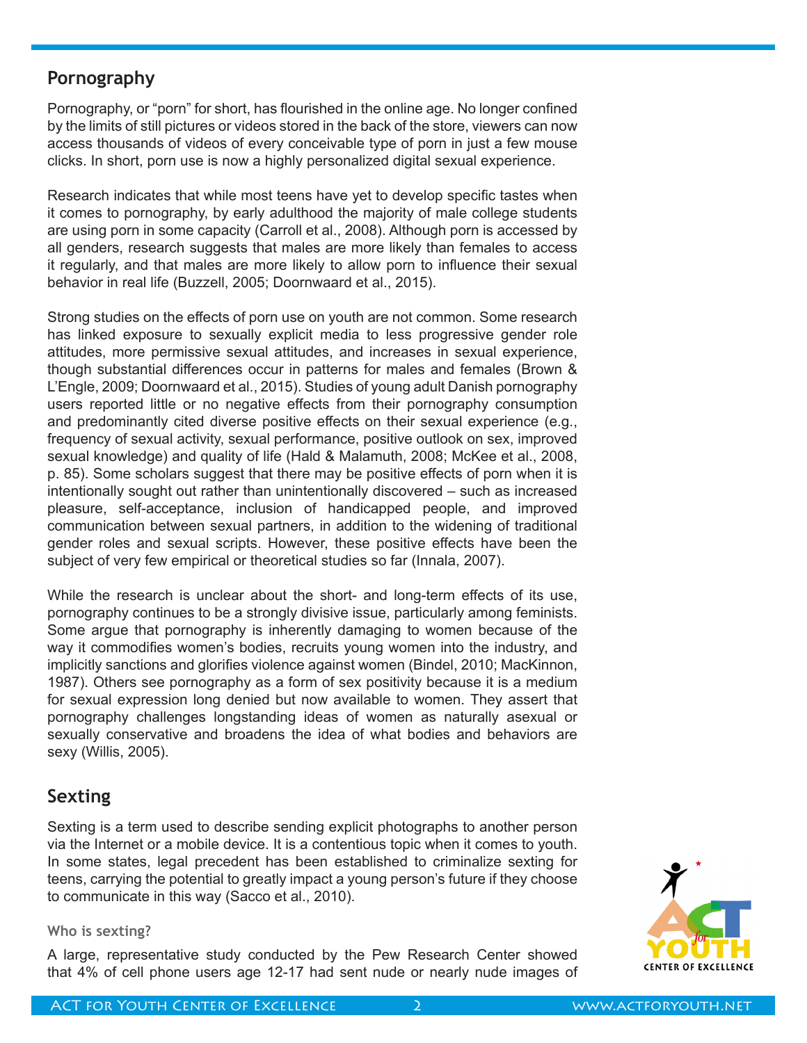## Pornography

Pornography, or "porn" for short, has flourished in the online age. No longer confined by the limits of still pictures or videos stored in the back of the store, viewers can now access thousands of videos of every conceivable type of porn in just a few mouse clicks. In short, porn use is now a highly personalized digital sexual experience.

Research indicates that while most teens have yet to develop specific tastes when it comes to pornography, by early adulthood the majority of male college students are using porn in some capacity (Carroll et al., 2008). Although porn is accessed by all genders, research suggests that males are more likely than females to access it regularly, and that males are more likely to allow porn to influence their sexual behavior in real life (Buzzell, 2005; Doornwaard et al., 2015).

Strong studies on the effects of porn use on youth are not common. Some research has linked exposure to sexually explicit media to less progressive gender role attitudes, more permissive sexual attitudes, and increases in sexual experience, though substantial differences occur in patterns for males and females (Brown & L'Engle, 2009; Doornwaard et al., 2015). Studies of young adult Danish pornography users reported little or no negative effects from their pornography consumption and predominantly cited diverse positive effects on their sexual experience (e.g., frequency of sexual activity, sexual performance, positive outlook on sex, improved sexual knowledge) and quality of life (Hald & Malamuth, 2008; McKee et al., 2008, p. 85). Some scholars suggest that there may be positive effects of porn when it is intentionally sought out rather than unintentionally discovered – such as increased pleasure, self-acceptance, inclusion of handicapped people, and improved communication between sexual partners, in addition to the widening of traditional gender roles and sexual scripts. However, these positive effects have been the subject of very few empirical or theoretical studies so far (Innala, 2007).

While the research is unclear about the short- and long-term effects of its use, pornography continues to be a strongly divisive issue, particularly among feminists. Some argue that pornography is inherently damaging to women because of the way it commodifies women's bodies, recruits young women into the industry, and implicitly sanctions and glorifies violence against women (Bindel, 2010; MacKinnon, 1987). Others see pornography as a form of sex positivity because it is a medium for sexual expression long denied but now available to women. They assert that pornography challenges longstanding ideas of women as naturally asexual or sexually conservative and broadens the idea of what bodies and behaviors are sexy (Willis, 2005).

## Sexting

Sexting is a term used to describe sending explicit photographs to another person via the Internet or a mobile device. It is a contentious topic when it comes to youth. In some states, legal precedent has been established to criminalize sexting for teens, carrying the potential to greatly impact a young person's future if they choose to communicate in this way (Sacco et al., 2010).

#### Who is sexting?

A large, representative study conducted by the Pew Research Center showed that 4% of cell phone users age 12-17 had sent nude or nearly nude images of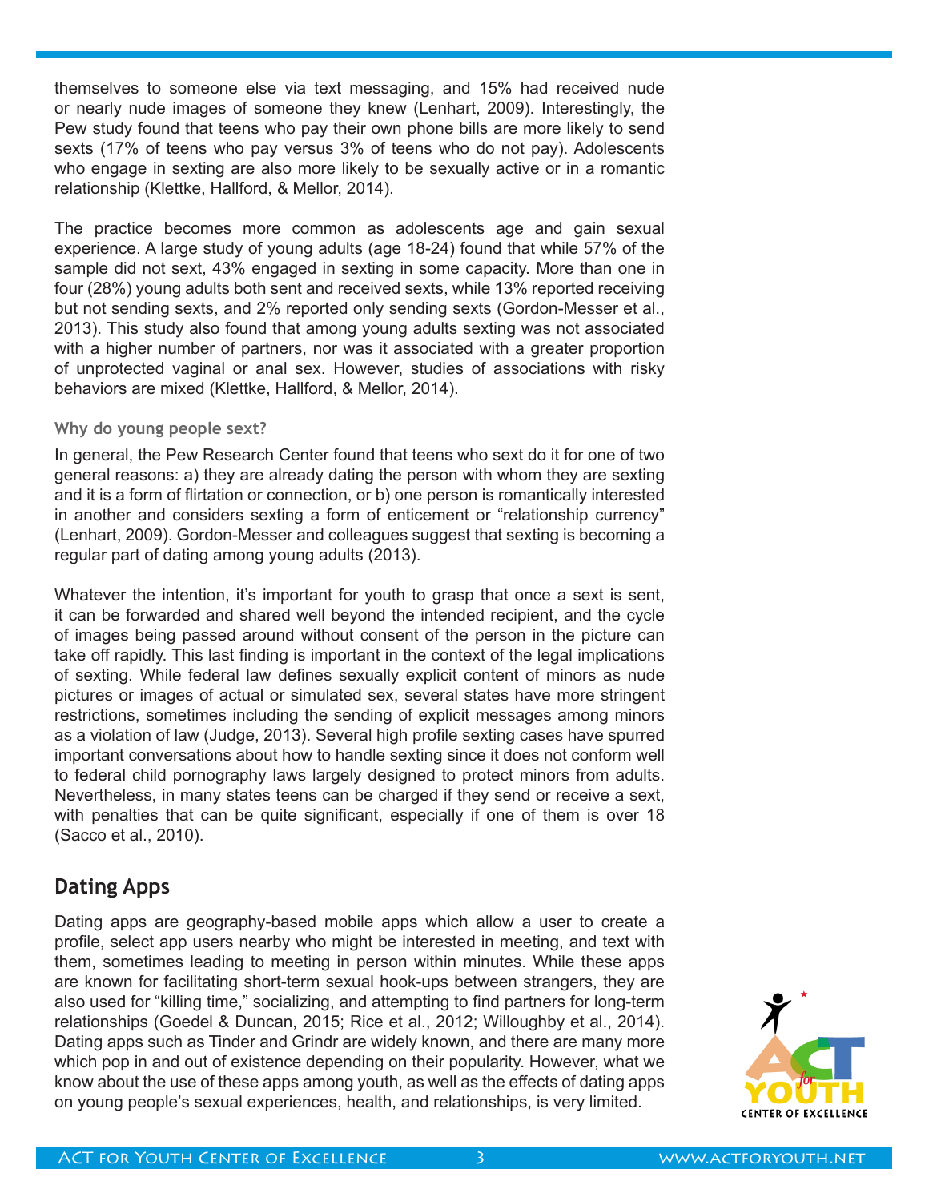themselves to someone else via text messaging, and 15% had received nude or nearly nude images of someone they knew (Lenhart, 2009). Interestingly, the Pew study found that teens who pay their own phone bills are more likely to send sexts (17% of teens who pay versus 3% of teens who do not pay). Adolescents who engage in sexting are also more likely to be sexually active or in a romantic relationship (Klettke, Hallford, & Mellor, 2014).

The practice becomes more common as adolescents age and gain sexual experience. A large study of young adults (age 18-24) found that while 57% of the sample did not sext, 43% engaged in sexting in some capacity. More than one in four (28%) young adults both sent and received sexts, while 13% reported receiving but not sending sexts, and 2% reported only sending sexts (Gordon-Messer et al., 2013). This study also found that among young adults sexting was not associated with a higher number of partners, nor was it associated with a greater proportion of unprotected vaginal or anal sex. However, studies of associations with risky behaviors are mixed (Klettke, Hallford, & Mellor, 2014).

### Why do young people sext?

In general, the Pew Research Center found that teens who sext do it for one of two general reasons: a) they are already dating the person with whom they are sexting and it is a form of flirtation or connection, or b) one person is romantically interested in another and considers sexting a form of enticement or "relationship currency" (Lenhart, 2009). Gordon-Messer and colleagues suggest that sexting is becoming a regular part of dating among young adults (2013).

Whatever the intention, it's important for youth to grasp that once a sext is sent, it can be forwarded and shared well beyond the intended recipient, and the cycle of images being passed around without consent of the person in the picture can take off rapidly. This last finding is important in the context of the legal implications of sexting. While federal law defines sexually explicit content of minors as nude pictures or images of actual or simulated sex, several states have more stringent restrictions, sometimes including the sending of explicit messages among minors as a violation of law (Judge, 2013). Several high profile sexting cases have spurred important conversations about how to handle sexting since it does not conform well to federal child pornography laws largely designed to protect minors from adults. Nevertheless, in many states teens can be charged if they send or receive a sext, with penalties that can be quite significant, especially if one of them is over 18 (Sacco et al., 2010).

## Dating Apps

Dating apps are geography-based mobile apps which allow a user to create a profile, select app users nearby who might be interested in meeting, and text with them, sometimes leading to meeting in person within minutes. While these apps are known for facilitating short-term sexual hook-ups between strangers, they are also used for "killing time," socializing, and attempting to find partners for long-term relationships (Goedel & Duncan, 2015; Rice et al., 2012; Willoughby et al., 2014). Dating apps such as Tinder and Grindr are widely known, and there are many more which pop in and out of existence depending on their popularity. However, what we know about the use of these apps among youth, as well as the effects of dating apps on young people's sexual experiences, health, and relationships, is very limited.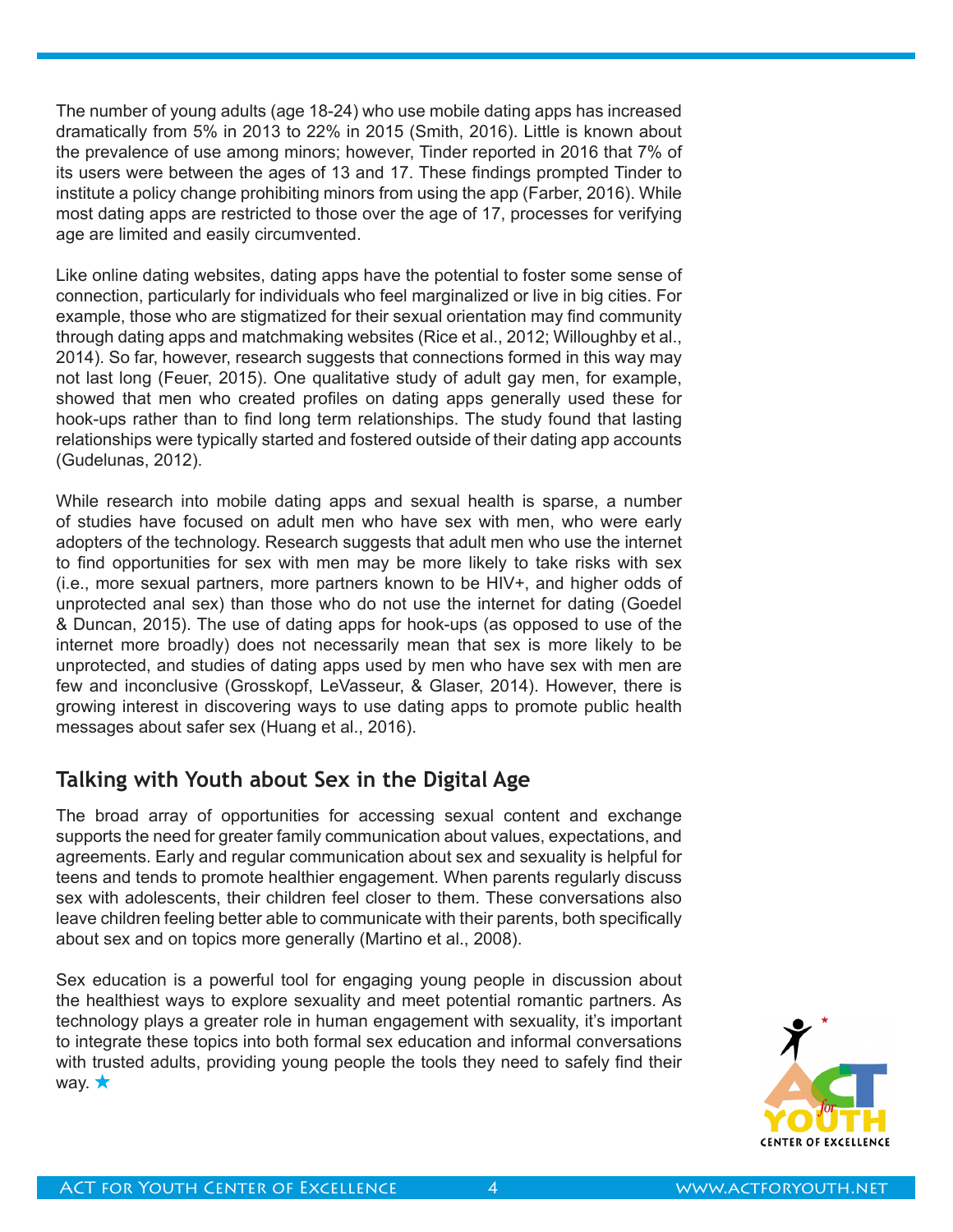The number of young adults (age 18-24) who use mobile dating apps has increased dramatically from 5% in 2013 to 22% in 2015 (Smith, 2016). Little is known about the prevalence of use among minors; however, Tinder reported in 2016 that 7% of its users were between the ages of 13 and 17. These findings prompted Tinder to institute a policy change prohibiting minors from using the app (Farber, 2016). While most dating apps are restricted to those over the age of 17, processes for verifying age are limited and easily circumvented.

Like online dating websites, dating apps have the potential to foster some sense of connection, particularly for individuals who feel marginalized or live in big cities. For example, those who are stigmatized for their sexual orientation may find community through dating apps and matchmaking websites (Rice et al., 2012; Willoughby et al., 2014). So far, however, research suggests that connections formed in this way may not last long (Feuer, 2015). One qualitative study of adult gay men, for example, showed that men who created profiles on dating apps generally used these for hook-ups rather than to find long term relationships. The study found that lasting relationships were typically started and fostered outside of their dating app accounts (Gudelunas, 2012).

While research into mobile dating apps and sexual health is sparse, a number of studies have focused on adult men who have sex with men, who were early adopters of the technology. Research suggests that adult men who use the internet to find opportunities for sex with men may be more likely to take risks with sex (i.e., more sexual partners, more partners known to be HIV+, and higher odds of unprotected anal sex) than those who do not use the internet for dating (Goedel & Duncan, 2015). The use of dating apps for hook-ups (as opposed to use of the internet more broadly) does not necessarily mean that sex is more likely to be unprotected, and studies of dating apps used by men who have sex with men are few and inconclusive (Grosskopf, LeVasseur, & Glaser, 2014). However, there is growing interest in discovering ways to use dating apps to promote public health messages about safer sex (Huang et al., 2016).

## Talking with Youth about Sex in the Digital Age

The broad array of opportunities for accessing sexual content and exchange supports the need for greater family communication about values, expectations, and agreements. Early and regular communication about sex and sexuality is helpful for teens and tends to promote healthier engagement. When parents regularly discuss sex with adolescents, their children feel closer to them. These conversations also leave children feeling better able to communicate with their parents, both specifically about sex and on topics more generally (Martino et al., 2008).

Sex education is a powerful tool for engaging young people in discussion about the healthiest ways to explore sexuality and meet potential romantic partners. As technology plays a greater role in human engagement with sexuality, it's important to integrate these topics into both formal sex education and informal conversations with trusted adults, providing young people the tools they need to safely find their way. ★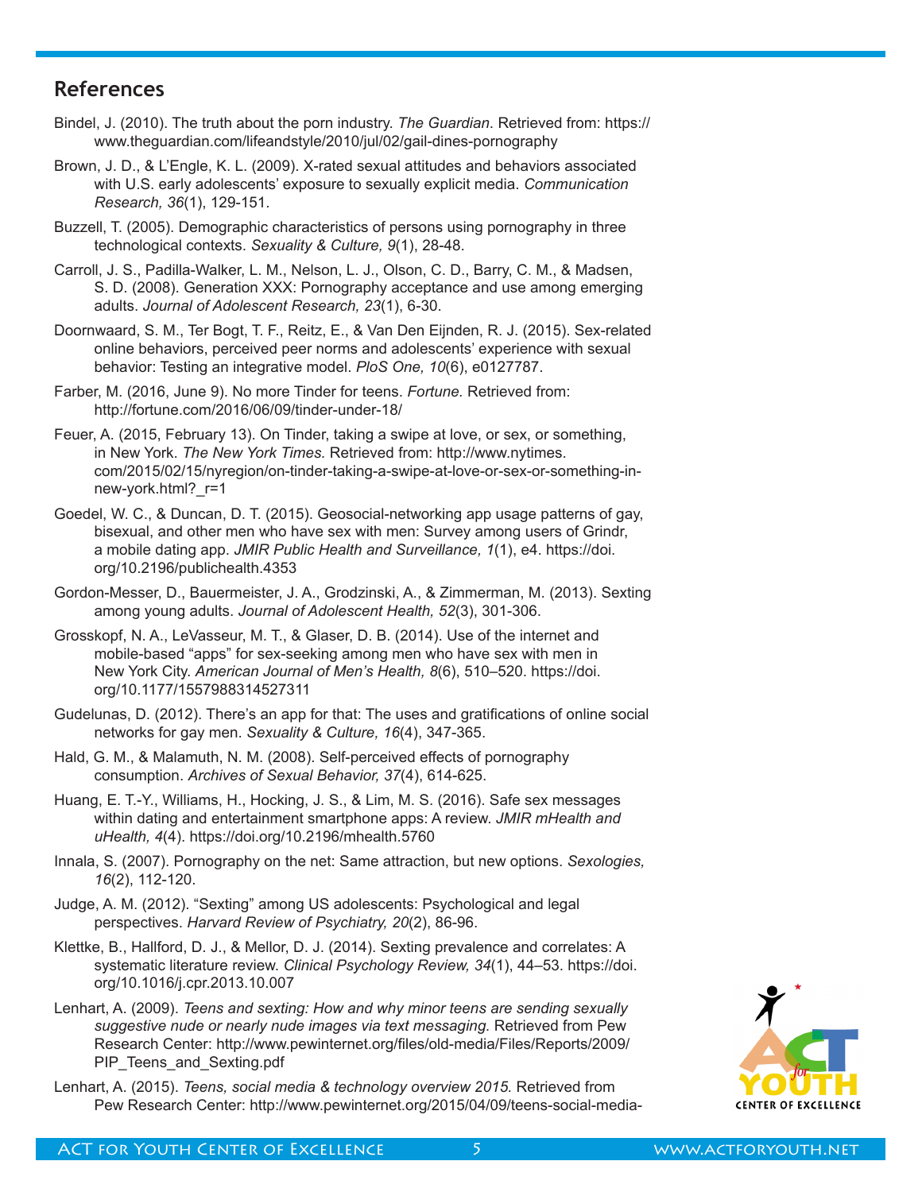## References

Bindel, J. (2010). The truth about the porn industry. *The Guardian*. Retrieved from: https://www.theguardian.com/lifeandstyle/2010/jul/02/gail-dines-pornography

Brown, J. D., & L'Engle, K. L. (2009). X-rated sexual attitudes and behaviors associated with U.S. early adolescents' exposure to sexually explicit media. *Communication Research, 36*(1), 129-151.

Buzzell, T. (2005). Demographic characteristics of persons using pornography in three technological contexts. *Sexuality & Culture, 9*(1), 28-48.

Carroll, J. S., Padilla-Walker, L. M., Nelson, L. J., Olson, C. D., Barry, C. M., & Madsen, S. D. (2008). Generation XXX: Pornography acceptance and use among emerging adults. *Journal of Adolescent Research, 23*(1), 6-30.

Doornwaard, S. M., Ter Bogt, T. F., Reitz, E., & Van Den Eijnden, R. J. (2015). Sex-related online behaviors, perceived peer norms and adolescents' experience with sexual behavior: Testing an integrative model. *PloS One, 10*(6), e0127787.

Farber, M. (2016, June 9). No more Tinder for teens. *Fortune*. Retrieved from: http://fortune.com/2016/06/09/tinder-under-18/

Feuer, A. (2015, February 13). On Tinder, taking a swipe at love, or sex, or something, in New York. *The New York Times.* Retrieved from: http://www.nytimes.com/2015/02/15/nyregion/on-tinder-taking-a-swipe-at-love-or-sex-or-something-in-new-york.html?_r=1

Goedel, W. C., & Duncan, D. T. (2015). Geosocial-networking app usage patterns of gay, bisexual, and other men who have sex with men: Survey among users of Grindr, a mobile dating app. *JMIR Public Health and Surveillance, 1*(1), e4. https://doi.org/10.2196/publichealth.4353

Gordon-Messer, D., Bauermeister, J. A., Grodzinski, A., & Zimmerman, M. (2013). Sexting among young adults. *Journal of Adolescent Health, 52*(3), 301-306.

Grosskopf, N. A., LeVasseur, M. T., & Glaser, D. B. (2014). Use of the internet and mobile-based "apps" for sex-seeking among men who have sex with men in New York City. *American Journal of Men's Health, 8*(6), 510–520. https://doi.org/10.1177/1557988314527311

Gudelunas, D. (2012). There's an app for that: The uses and gratifications of online social networks for gay men. *Sexuality & Culture, 16*(4), 347-365.

Hald, G. M., & Malamuth, N. M. (2008). Self-perceived effects of pornography consumption. *Archives of Sexual Behavior, 37*(4), 614-625.

Huang, E. T.-Y., Williams, H., Hocking, J. S., & Lim, M. S. (2016). Safe sex messages within dating and entertainment smartphone apps: A review. *JMIR mHealth and uHealth, 4*(4). https://doi.org/10.2196/mhealth.5760

Innala, S. (2007). Pornography on the net: Same attraction, but new options. *Sexologies, 16*(2), 112-120.

Judge, A. M. (2012). "Sexting" among US adolescents: Psychological and legal perspectives. *Harvard Review of Psychiatry, 20*(2), 86-96.

Klettke, B., Hallford, D. J., & Mellor, D. J. (2014). Sexting prevalence and correlates: A systematic literature review. *Clinical Psychology Review, 34*(1), 44–53. https://doi.org/10.1016/j.cpr.2013.10.007

Lenhart, A. (2009). *Teens and sexting: How and why minor teens are sending sexually suggestive nude or nearly nude images via text messaging.* Retrieved from Pew Research Center: http://www.pewinternet.org/files/old-media/Files/Reports/2009/PIP_Teens_and_Sexting.pdf

Lenhart, A. (2015). *Teens, social media & technology overview 2015.* Retrieved from Pew Research Center: http://www.pewinternet.org/2015/04/09/teens-social-media-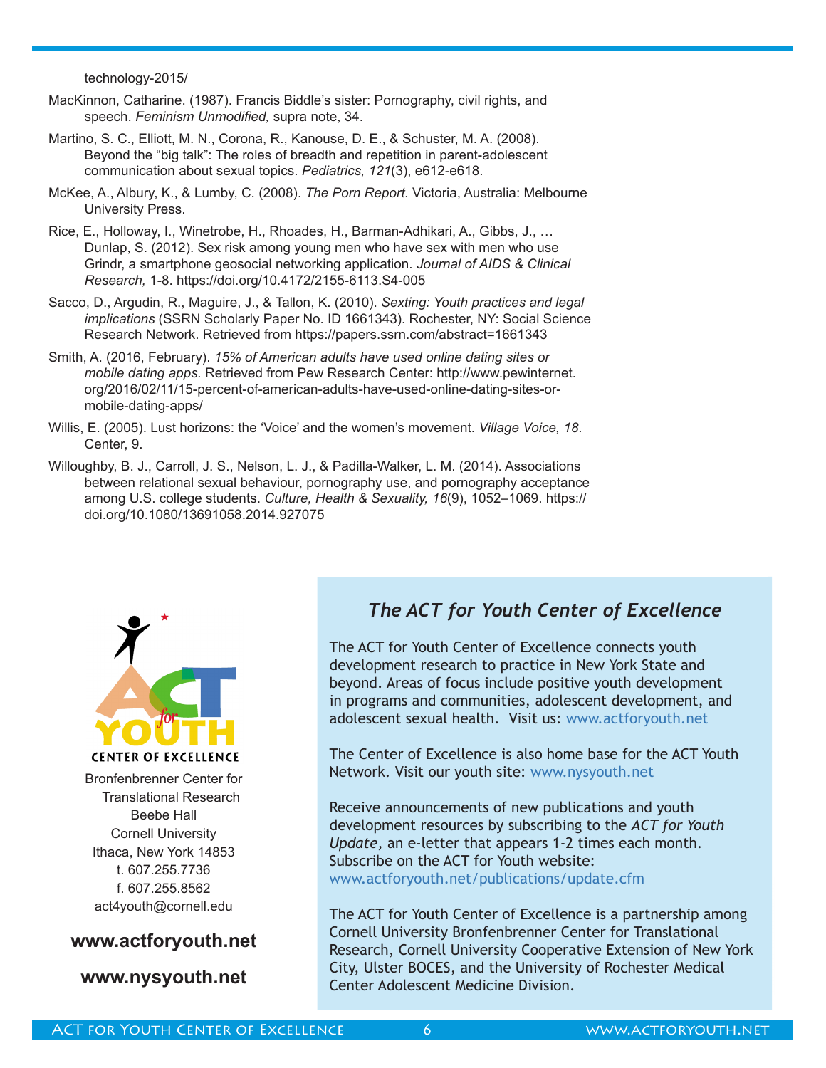technology-2015/

MacKinnon, Catharine. (1987). Francis Biddle's sister: Pornography, civil rights, and speech. *Feminism Unmodified,* supra note, 34.

Martino, S. C., Elliott, M. N., Corona, R., Kanouse, D. E., & Schuster, M. A. (2008). Beyond the "big talk": The roles of breadth and repetition in parent-adolescent communication about sexual topics. *Pediatrics, 121*(3), e612-e618.

McKee, A., Albury, K., & Lumby, C. (2008). *The Porn Report.* Victoria, Australia: Melbourne University Press.

Rice, E., Holloway, I., Winetrobe, H., Rhoades, H., Barman-Adhikari, A., Gibbs, J., … Dunlap, S. (2012). Sex risk among young men who have sex with men who use Grindr, a smartphone geosocial networking application. *Journal of AIDS & Clinical Research,* 1-8. https://doi.org/10.4172/2155-6113.S4-005

Sacco, D., Argudin, R., Maguire, J., & Tallon, K. (2010). *Sexting: Youth practices and legal implications* (SSRN Scholarly Paper No. ID 1661343). Rochester, NY: Social Science Research Network. Retrieved from https://papers.ssrn.com/abstract=1661343

Smith, A. (2016, February). *15% of American adults have used online dating sites or mobile dating apps.* Retrieved from Pew Research Center: http://www.pewinternet.org/2016/02/11/15-percent-of-american-adults-have-used-online-dating-sites-or-mobile-dating-apps/

Willis, E. (2005). Lust horizons: the 'Voice' and the women's movement. *Village Voice, 18.* Center, 9.

Willoughby, B. J., Carroll, J. S., Nelson, L. J., & Padilla-Walker, L. M. (2014). Associations between relational sexual behaviour, pornography use, and pornography acceptance among U.S. college students. *Culture, Health & Sexuality, 16*(9), 1052–1069. https://doi.org/10.1080/13691058.2014.927075

ACT for YOUTH
CENTER OF EXCELLENCE

Bronfenbrenner Center for Translational Research
Beebe Hall
Cornell University
Ithaca, New York 14853
t. 607.255.7736
f. 607.255.8562
act4youth@cornell.edu

**www.actforyouth.net**

**www.nysyouth.net**

## *The ACT for Youth Center of Excellence*

The ACT for Youth Center of Excellence connects youth development research to practice in New York State and beyond. Areas of focus include positive youth development in programs and communities, adolescent development, and adolescent sexual health. Visit us: www.actforyouth.net

The Center of Excellence is also home base for the ACT Youth Network. Visit our youth site: www.nysyouth.net

Receive announcements of new publications and youth development resources by subscribing to the *ACT for Youth Update,* an e-letter that appears 1-2 times each month. Subscribe on the ACT for Youth website: www.actforyouth.net/publications/update.cfm

The ACT for Youth Center of Excellence is a partnership among Cornell University Bronfenbrenner Center for Translational Research, Cornell University Cooperative Extension of New York City, Ulster BOCES, and the University of Rochester Medical Center Adolescent Medicine Division.